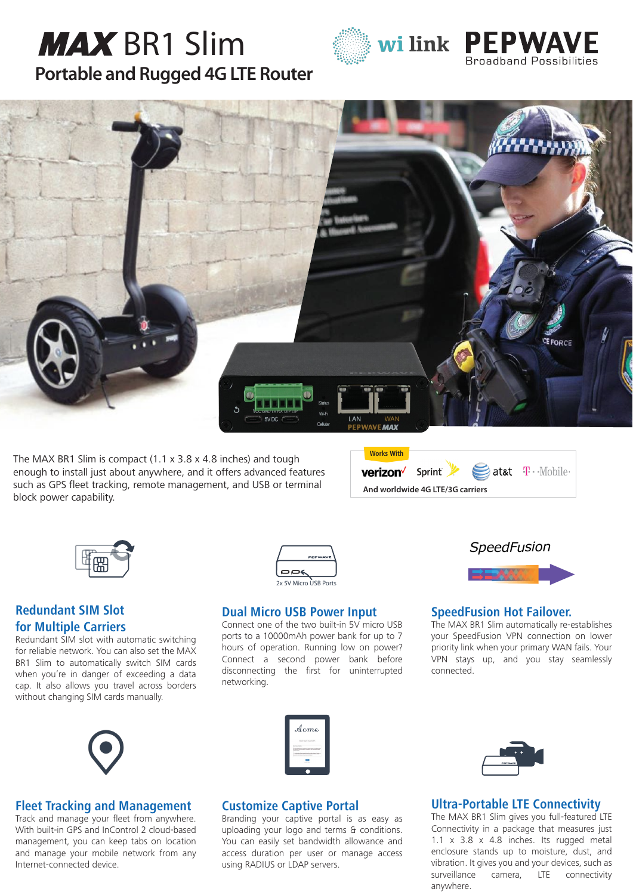# MAX BR1 Slim

## Portable and Rugged 4G LTE Router

The MAX BR1 Slim is compact (1.1 x 3.8 x 4.8 inches) and tough enough to install just about anywhere, and it offers advanced features such as GPS fleet tracking, remote management, and USB or terminal block power capability.

**Works With**

verizon Sprint at&t T-Mobile

And worldwide 4G LTE/3G carriers

### Redundant SIM Slot for Multiple Carriers

Redundant SIM slot with automatic switching for reliable network. You can also set the MAX BR1 Slim to automatically switch SIM cards when you're in danger of exceeding a data cap. It also allows you travel across borders without changing SIM cards manually.

2x 5V Micro USB Ports

### Dual Micro USB Power Input

Connect one of the two built-in 5V micro USB ports to a 10000mAh power bank for up to 7 hours of operation. Running low on power? Connect a second power bank before disconnecting the first for uninterrupted networking.

*SpeedFusion*

### SpeedFusion Hot Failover.

The MAX BR1 Slim automatically re-establishes your SpeedFusion VPN connection on lower priority link when your primary WAN fails. Your VPN stays up, and you stay seamlessly connected.

### Fleet Tracking and Management

Track and manage your fleet from anywhere. With built-in GPS and InControl 2 cloud-based management, you can keep tabs on location and manage your mobile network from any Internet-connected device.

### Customize Captive Portal

Branding your captive portal is as easy as uploading your logo and terms & conditions. You can easily set bandwidth allowance and access duration per user or manage access using RADIUS or LDAP servers.

### Ultra-Portable LTE Connectivity

The MAX BR1 Slim gives you full-featured LTE Connectivity in a package that measures just 1.1 x 3.8 x 4.8 inches. Its rugged metal enclosure stands up to moisture, dust, and vibration. It gives you and your devices, such as surveillance camera, LTE connectivity anywhere.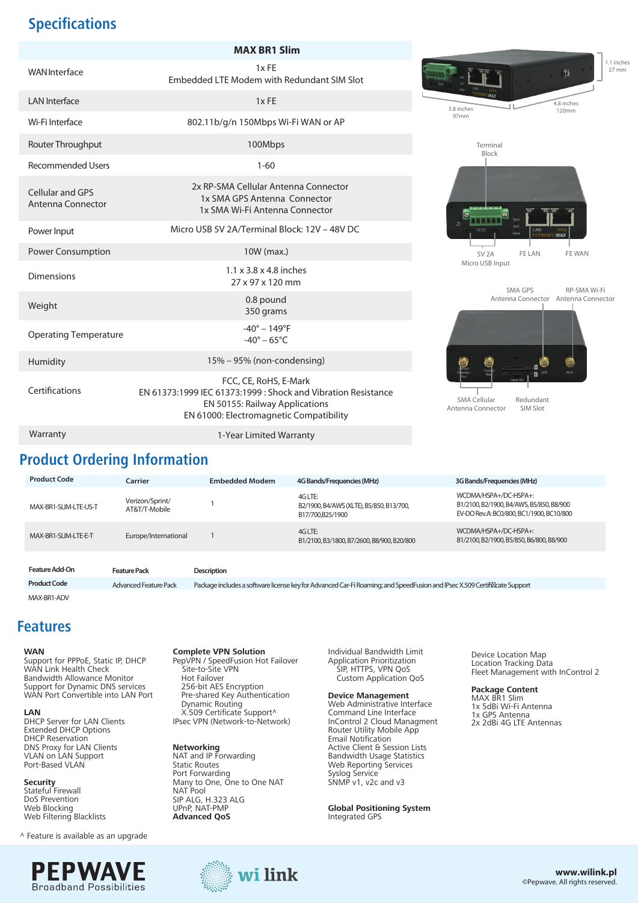## Specifications

| | MAX BR1 Slim |
|---|---|
| WAN Interface | 1x FE<br>Embedded LTE Modem with Redundant SIM Slot |
| LAN Interface | 1x FE |
| Wi-Fi Interface | 802.11b/g/n 150Mbps Wi-Fi WAN or AP |
| Router Throughput | 100Mbps |
| Recommended Users | 1-60 |
| Cellular and GPS Antenna Connector | 2x RP-SMA Cellular Antenna Connector<br>1x SMA GPS Antenna Connector<br>1x SMA Wi-Fi Antenna Connector |
| Power Input | Micro USB 5V 2A/Terminal Block: 12V – 48V DC |
| Power Consumption | 10W (max.) |
| Dimensions | 1.1 x 3.8 x 4.8 inches<br>27 x 97 x 120 mm |
| Weight | 0.8 pound<br>350 grams |
| Operating Temperature | -40° – 149°F<br>-40° – 65°C |
| Humidity | 15% – 95% (non-condensing) |
| Certifications | FCC, CE, RoHS, E-Mark<br>EN 61373:1999 IEC 61373:1999 : Shock and Vibration Resistance<br>EN 50155: Railway Applications<br>EN 61000: Electromagnetic Compatibility |
| Warranty | 1-Year Limited Warranty |

1.1 inches
27 mm

4.8 inches
120mm

3.8 inches
97mm

Terminal Block

5V 2A
Micro USB Input

FE LAN

FE WAN

SMA GPS
Antenna Connector

RP-SMA Wi-Fi
Antenna Connector

SMA Cellular
Antenna Connector

Redundant
SIM Slot

## Product Ordering Information

| Product Code | Carrier | Embedded Modem | 4G Bands/Frequencies (MHz) | 3G Bands/Frequencies (MHz) |
|---|---|---|---|---|
| MAX-BR1-SLIM-LTE-US-T | Verizon/Sprint/<br>AT&T/T-Mobile | 1 | 4G LTE:<br>B2/1900, B4/AWS (XLTE), B5/850, B13/700,<br>B17/700,B25/1900 | WCDMA/HSPA+/DC-HSPA+:<br>B1/2100, B2/1900, B4/AWS, B5/850, B8/900<br>EV-DO Rev.A: BC0/800, BC1/1900, BC10/800 |
| MAX-BR1-SLIM-LTE-E-T | Europe/International | 1 | 4G LTE:<br>B1/2100, B3/1800, B7/2600, B8/900, B20/800 | WCDMA/HSPA+/DC-HSPA+:<br>B1/2100, B2/1900, B5/850, B6/800, B8/900 |

| Feature Add-On<br>Product Code | Feature Pack | Description |
|---|---|---|
| MAX-BR1-ADV | Advanced Feature Pack | Package includes a software license key for Advanced Car-Fi Roaming; and SpeedFusion and IPsec X.509 Certificate Support |

## Features

**WAN**
Support for PPPoE, Static IP, DHCP
WAN Link Health Check
Bandwidth Allowance Monitor
Support for Dynamic DNS services
WAN Port Convertible into LAN Port

**LAN**
DHCP Server for LAN Clients
Extended DHCP Options
DHCP Reservation
DNS Proxy for LAN Clients
VLAN on LAN Support
Port-Based VLAN

**Security**
Stateful Firewall
DoS Prevention
Web Blocking
Web Filtering Blacklists

**Complete VPN Solution**
PepVPN / SpeedFusion Hot Failover
- Site-to-Site VPN
- Hot Failover
- 256-bit AES Encryption
- Pre-shared Key Authentication
- Dynamic Routing
- X.509 Certificate Support^

IPsec VPN (Network-to-Network)

**Networking**
NAT and IP Forwarding
Static Routes
Port Forwarding
Many to One, One to One NAT
NAT Pool
SIP ALG, H.323 ALG
UPnP, NAT-PMP
**Advanced QoS**
Individual Bandwidth Limit
Application Prioritization
- SIP, HTTPS, VPN QoS
- Custom Application QoS

**Device Management**
Web Administrative Interface
Command Line Interface
InControl 2 Cloud Managment
Router Utility Mobile App
Email Notification
Active Client & Session Lists
Bandwidth Usage Statistics
Web Reporting Services
Syslog Service
SNMP v1, v2c and v3

**Global Positioning System**
Integrated GPS
Device Location Map
Location Tracking Data
Fleet Management with InControl 2

**Package Content**
MAX BR1 Slim
1x 5dBi Wi-Fi Antenna
1x GPS Antenna
2x 2dBi 4G LTE Antennas

^ Feature is available as an upgrade

PEPWAVE
Broadband Possibilities

wi link

www.wilink.pl
©Pepwave. All rights reserved.